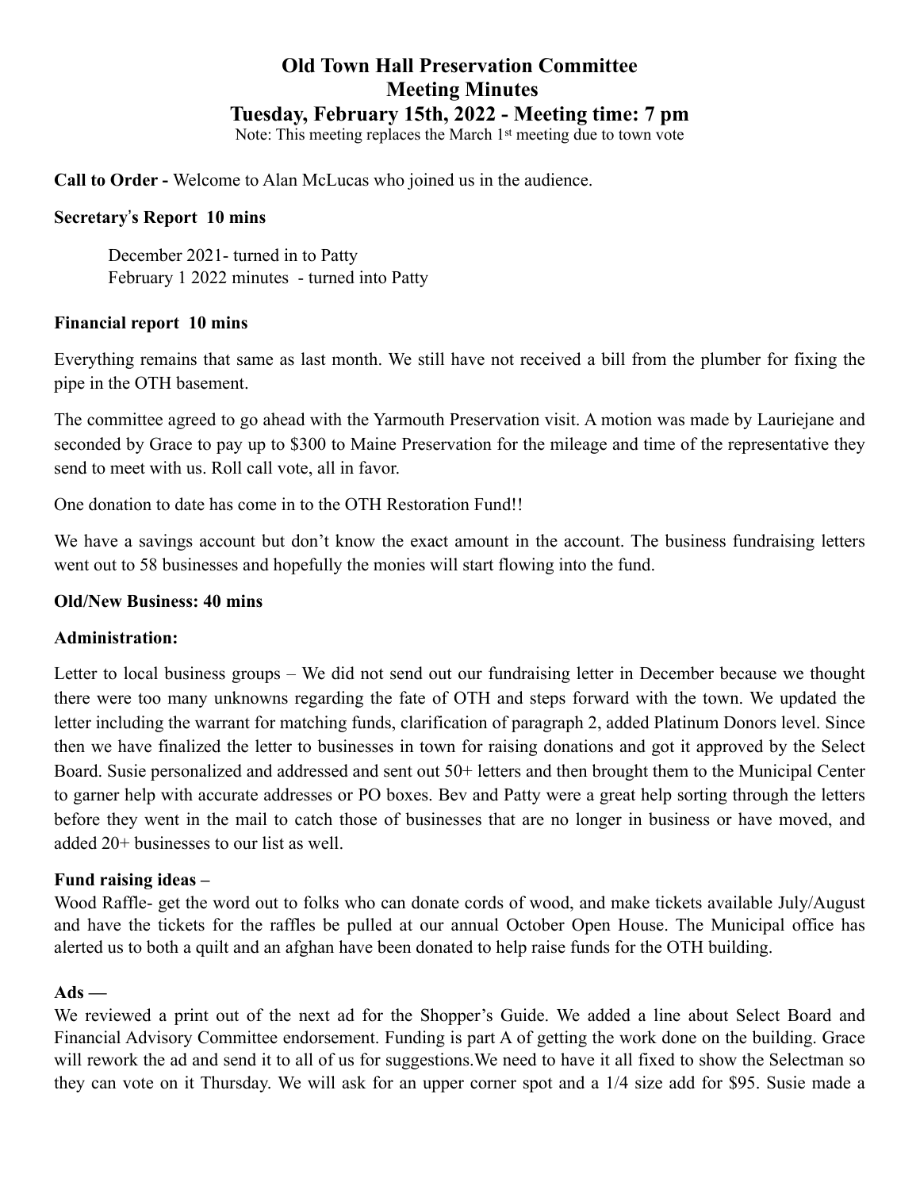# Old Town Hall Preservation Committee
# Meeting Minutes
# Tuesday, February 15th, 2022 - Meeting time: 7 pm

Note: This meeting replaces the March 1st meeting due to town vote

**Call to Order -** Welcome to Alan McLucas who joined us in the audience.

**Secretary's Report 10 mins**

December 2021- turned in to Patty
February 1 2022 minutes - turned into Patty

**Financial report 10 mins**

Everything remains that same as last month. We still have not received a bill from the plumber for fixing the pipe in the OTH basement.

The committee agreed to go ahead with the Yarmouth Preservation visit. A motion was made by Lauriejane and seconded by Grace to pay up to $300 to Maine Preservation for the mileage and time of the representative they send to meet with us. Roll call vote, all in favor.

One donation to date has come in to the OTH Restoration Fund!!

We have a savings account but don't know the exact amount in the account. The business fundraising letters went out to 58 businesses and hopefully the monies will start flowing into the fund.

**Old/New Business: 40 mins**

**Administration:**

Letter to local business groups – We did not send out our fundraising letter in December because we thought there were too many unknowns regarding the fate of OTH and steps forward with the town. We updated the letter including the warrant for matching funds, clarification of paragraph 2, added Platinum Donors level. Since then we have finalized the letter to businesses in town for raising donations and got it approved by the Select Board. Susie personalized and addressed and sent out 50+ letters and then brought them to the Municipal Center to garner help with accurate addresses or PO boxes. Bev and Patty were a great help sorting through the letters before they went in the mail to catch those of businesses that are no longer in business or have moved, and added 20+ businesses to our list as well.

**Fund raising ideas –**
Wood Raffle- get the word out to folks who can donate cords of wood, and make tickets available July/August and have the tickets for the raffles be pulled at our annual October Open House. The Municipal office has alerted us to both a quilt and an afghan have been donated to help raise funds for the OTH building.

**Ads —**
We reviewed a print out of the next ad for the Shopper's Guide. We added a line about Select Board and Financial Advisory Committee endorsement. Funding is part A of getting the work done on the building. Grace will rework the ad and send it to all of us for suggestions.We need to have it all fixed to show the Selectman so they can vote on it Thursday. We will ask for an upper corner spot and a 1/4 size add for $95. Susie made a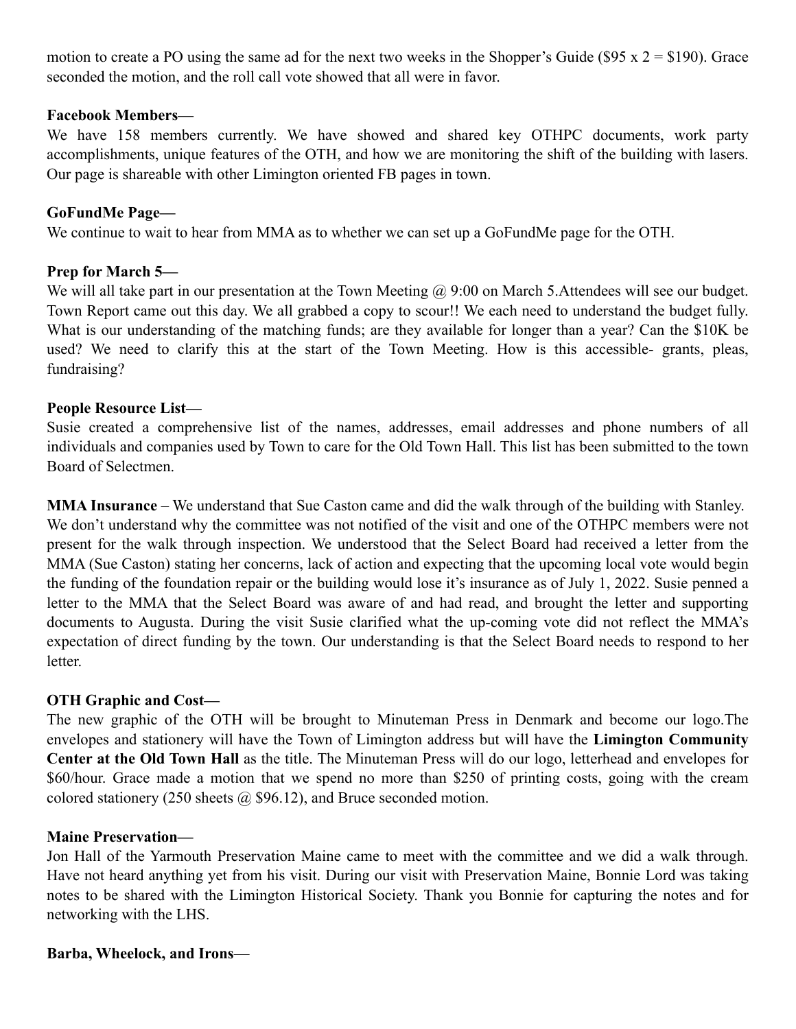motion to create a PO using the same ad for the next two weeks in the Shopper's Guide ($95 x 2 = $190). Grace seconded the motion, and the roll call vote showed that all were in favor.

**Facebook Members—**

We have 158 members currently. We have showed and shared key OTHPC documents, work party accomplishments, unique features of the OTH, and how we are monitoring the shift of the building with lasers. Our page is shareable with other Limington oriented FB pages in town.

**GoFundMe Page—**

We continue to wait to hear from MMA as to whether we can set up a GoFundMe page for the OTH.

**Prep for March 5—**

We will all take part in our presentation at the Town Meeting @ 9:00 on March 5.Attendees will see our budget. Town Report came out this day. We all grabbed a copy to scour!! We each need to understand the budget fully. What is our understanding of the matching funds; are they available for longer than a year? Can the $10K be used? We need to clarify this at the start of the Town Meeting. How is this accessible- grants, pleas, fundraising?

**People Resource List—**

Susie created a comprehensive list of the names, addresses, email addresses and phone numbers of all individuals and companies used by Town to care for the Old Town Hall. This list has been submitted to the town Board of Selectmen.

**MMA Insurance** – We understand that Sue Caston came and did the walk through of the building with Stanley. We don't understand why the committee was not notified of the visit and one of the OTHPC members were not present for the walk through inspection. We understood that the Select Board had received a letter from the MMA (Sue Caston) stating her concerns, lack of action and expecting that the upcoming local vote would begin the funding of the foundation repair or the building would lose it's insurance as of July 1, 2022. Susie penned a letter to the MMA that the Select Board was aware of and had read, and brought the letter and supporting documents to Augusta. During the visit Susie clarified what the up-coming vote did not reflect the MMA's expectation of direct funding by the town. Our understanding is that the Select Board needs to respond to her letter.

**OTH Graphic and Cost—**

The new graphic of the OTH will be brought to Minuteman Press in Denmark and become our logo.The envelopes and stationery will have the Town of Limington address but will have the **Limington Community Center at the Old Town Hall** as the title. The Minuteman Press will do our logo, letterhead and envelopes for $60/hour. Grace made a motion that we spend no more than $250 of printing costs, going with the cream colored stationery (250 sheets @ $96.12), and Bruce seconded motion.

**Maine Preservation—**

Jon Hall of the Yarmouth Preservation Maine came to meet with the committee and we did a walk through. Have not heard anything yet from his visit. During our visit with Preservation Maine, Bonnie Lord was taking notes to be shared with the Limington Historical Society. Thank you Bonnie for capturing the notes and for networking with the LHS.

**Barba, Wheelock, and Irons**—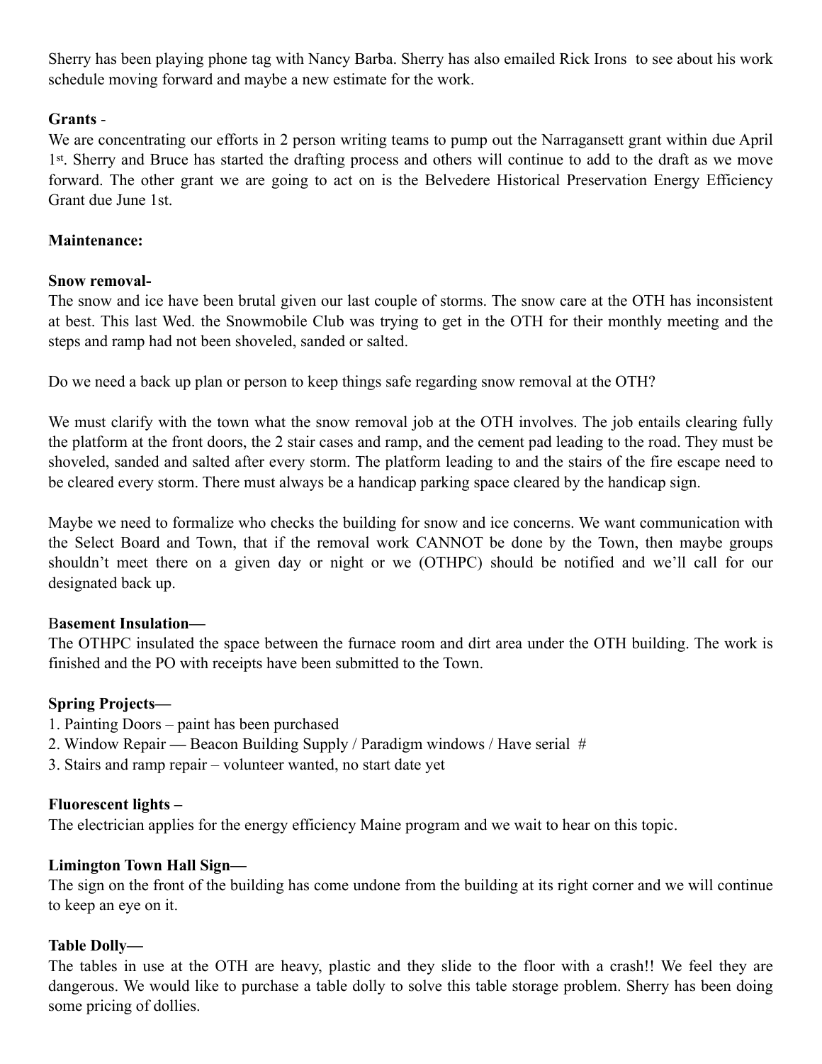Sherry has been playing phone tag with Nancy Barba. Sherry has also emailed Rick Irons to see about his work schedule moving forward and maybe a new estimate for the work.

**Grants** -

We are concentrating our efforts in 2 person writing teams to pump out the Narragansett grant within due April 1st. Sherry and Bruce has started the drafting process and others will continue to add to the draft as we move forward. The other grant we are going to act on is the Belvedere Historical Preservation Energy Efficiency Grant due June 1st.

**Maintenance:**

**Snow removal-**

The snow and ice have been brutal given our last couple of storms. The snow care at the OTH has inconsistent at best. This last Wed. the Snowmobile Club was trying to get in the OTH for their monthly meeting and the steps and ramp had not been shoveled, sanded or salted.

Do we need a back up plan or person to keep things safe regarding snow removal at the OTH?

We must clarify with the town what the snow removal job at the OTH involves. The job entails clearing fully the platform at the front doors, the 2 stair cases and ramp, and the cement pad leading to the road. They must be shoveled, sanded and salted after every storm. The platform leading to and the stairs of the fire escape need to be cleared every storm. There must always be a handicap parking space cleared by the handicap sign.

Maybe we need to formalize who checks the building for snow and ice concerns. We want communication with the Select Board and Town, that if the removal work CANNOT be done by the Town, then maybe groups shouldn't meet there on a given day or night or we (OTHPC) should be notified and we'll call for our designated back up.

**Basement Insulation—**

The OTHPC insulated the space between the furnace room and dirt area under the OTH building. The work is finished and the PO with receipts have been submitted to the Town.

**Spring Projects—**

1. Painting Doors – paint has been purchased
2. Window Repair — Beacon Building Supply / Paradigm windows / Have serial #
3. Stairs and ramp repair – volunteer wanted, no start date yet

**Fluorescent lights –**

The electrician applies for the energy efficiency Maine program and we wait to hear on this topic.

**Limington Town Hall Sign—**

The sign on the front of the building has come undone from the building at its right corner and we will continue to keep an eye on it.

**Table Dolly—**

The tables in use at the OTH are heavy, plastic and they slide to the floor with a crash!! We feel they are dangerous. We would like to purchase a table dolly to solve this table storage problem. Sherry has been doing some pricing of dollies.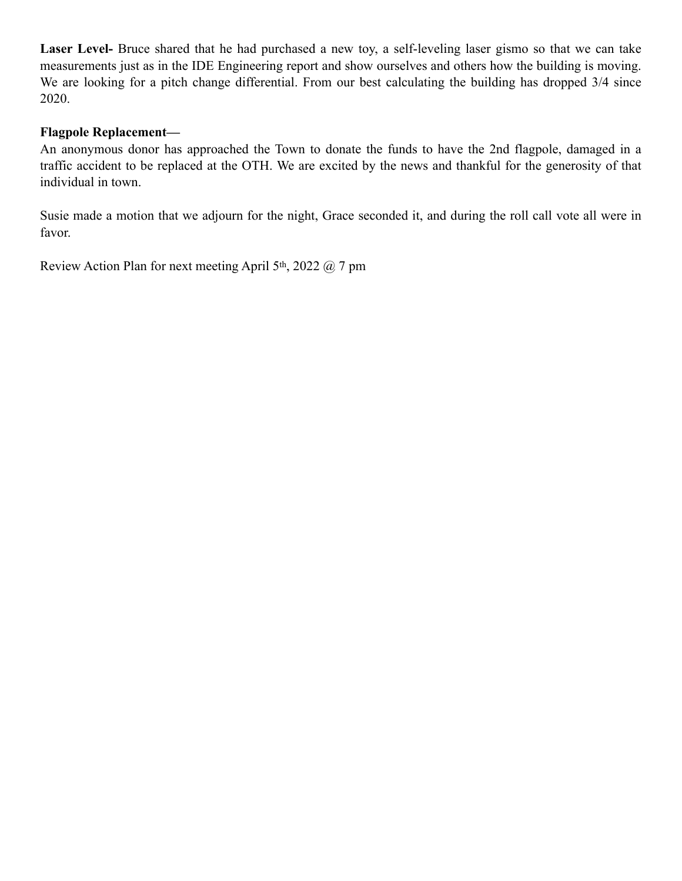**Laser Level-** Bruce shared that he had purchased a new toy, a self-leveling laser gismo so that we can take measurements just as in the IDE Engineering report and show ourselves and others how the building is moving. We are looking for a pitch change differential. From our best calculating the building has dropped 3/4 since 2020.

**Flagpole Replacement—**
An anonymous donor has approached the Town to donate the funds to have the 2nd flagpole, damaged in a traffic accident to be replaced at the OTH. We are excited by the news and thankful for the generosity of that individual in town.

Susie made a motion that we adjourn for the night, Grace seconded it, and during the roll call vote all were in favor.

Review Action Plan for next meeting April 5th, 2022 @ 7 pm